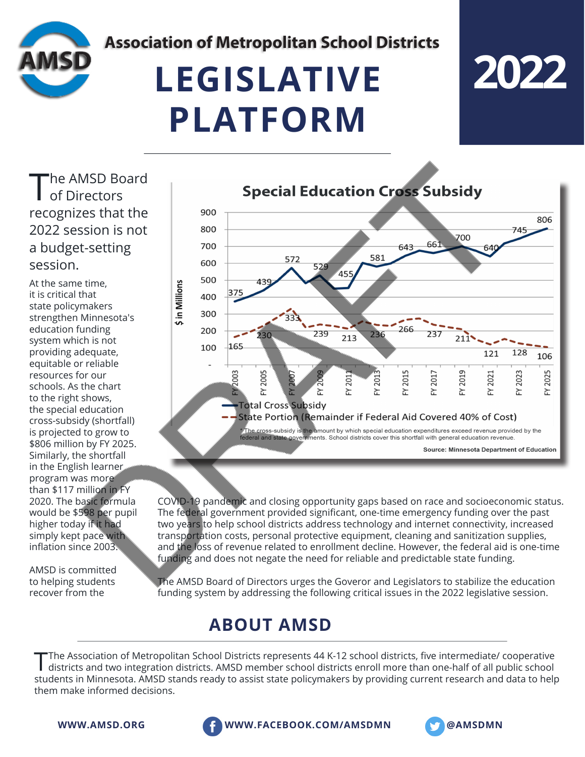Association of Metropolitan School Districts

# LEGISLATIVE PLATFORM

# 2022

The AMSD Board of Directors recognizes that the 2022 session is not a budget-setting session.

At the same time, it is critical that state policymakers strengthen Minnesota's education funding system which is not providing adequate, equitable or reliable resources for our schools. As the chart to the right shows, the special education cross-subsidy (shortfall) is projected to grow to $806 million by FY 2025. Similarly, the shortfall in the English learner program was more than $117 million in FY 2020. The basic formula would be $598 per pupil higher today if it had simply kept pace with inflation since 2003.

AMSD is committed to helping students recover from the COVID-19 pandemic and closing opportunity gaps based on race and socioeconomic status. The federal government provided significant, one-time emergency funding over the past two years to help school districts address technology and internet connectivity, increased transportation costs, personal protective equipment, cleaning and sanitization supplies, and the loss of revenue related to enrollment decline. However, the federal aid is one-time funding and does not negate the need for reliable and predictable state funding.

The AMSD Board of Directors urges the Goveror and Legislators to stabilize the education funding system by addressing the following critical issues in the 2022 legislative session.

**Special Education Cross Subsidy**

$ in Millions

900
800
700
600
500
400
300
200
100
-

FY 2003, FY 2005, FY 2007, FY 2009, FY 2011, FY 2013, FY 2015, FY 2017, FY 2019, FY 2021, FY 2023, FY 2025

Total Cross Subsidy: 375, 439, 572, 529, 455, 581, 643, 661, 700, 640, 745, 806

State Portion (Remainder if Federal Aid Covered 40% of Cost): 165, 230, 333, 239, 213, 236, 266, 237, 211, 121, 128, 106

* The cross-subsidy is the amount by which special education expenditures exceed revenue provided by the federal and state governments. School districts cover this shortfall with general education revenue.

Source: Minnesota Department of Education

DRAFT

## ABOUT AMSD

The Association of Metropolitan School Districts represents 44 K-12 school districts, five intermediate/ cooperative districts and two integration districts. AMSD member school districts enroll more than one-half of all public school students in Minnesota. AMSD stands ready to assist state policymakers by providing current research and data to help them make informed decisions.

WWW.AMSD.ORG WWW.FACEBOOK.COM/AMSDMN @AMSDMN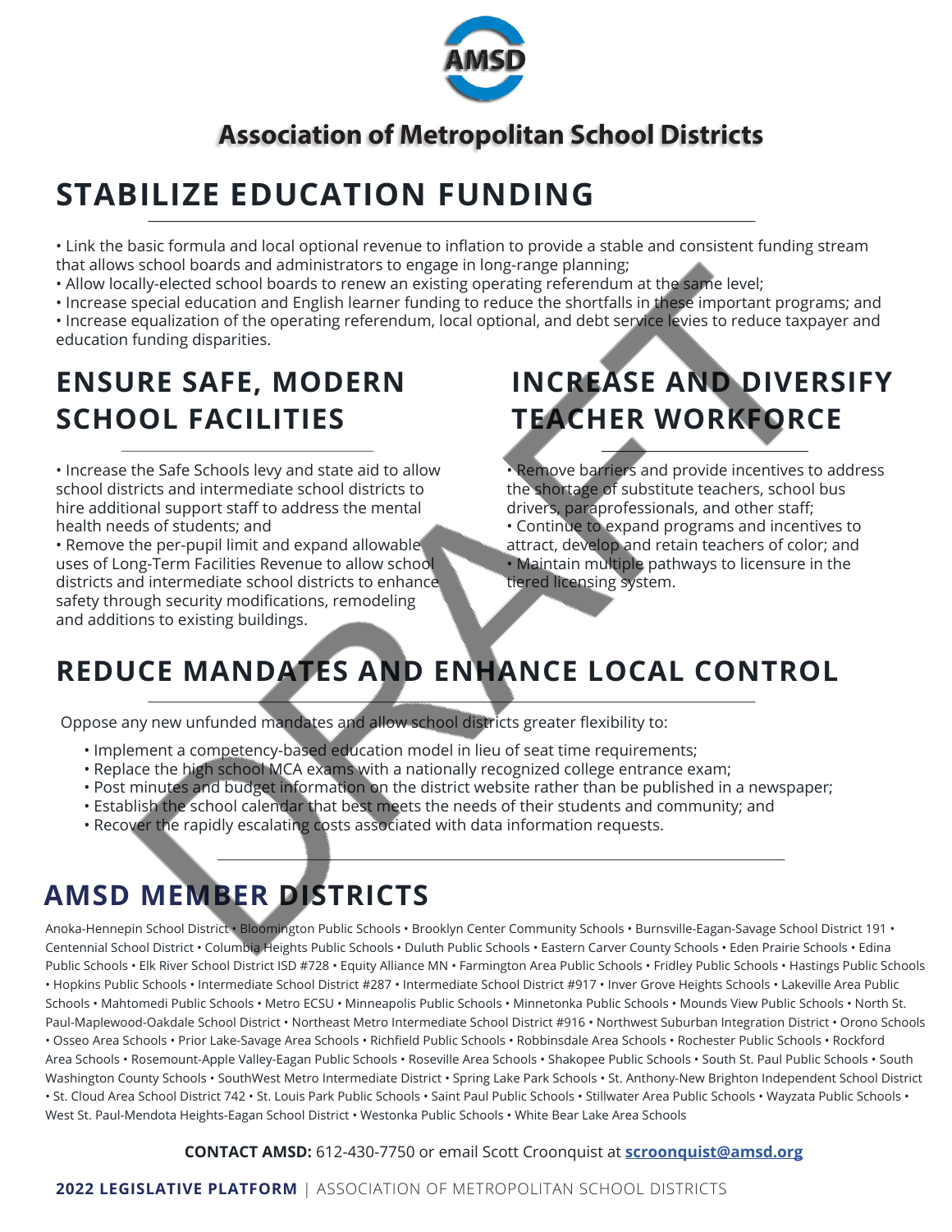Association of Metropolitan School Districts

# STABILIZE EDUCATION FUNDING

- Link the basic formula and local optional revenue to inflation to provide a stable and consistent funding stream that allows school boards and administrators to engage in long-range planning;
- Allow locally-elected school boards to renew an existing operating referendum at the same level;
- Increase special education and English learner funding to reduce the shortfalls in these important programs; and
- Increase equalization of the operating referendum, local optional, and debt service levies to reduce taxpayer and education funding disparities.

# ENSURE SAFE, MODERN SCHOOL FACILITIES

- Increase the Safe Schools levy and state aid to allow school districts and intermediate school districts to hire additional support staff to address the mental health needs of students; and
- Remove the per-pupil limit and expand allowable uses of Long-Term Facilities Revenue to allow school districts and intermediate school districts to enhance safety through security modifications, remodeling and additions to existing buildings.

# INCREASE AND DIVERSIFY TEACHER WORKFORCE

- Remove barriers and provide incentives to address the shortage of substitute teachers, school bus drivers, paraprofessionals, and other staff;
- Continue to expand programs and incentives to attract, develop and retain teachers of color; and
- Maintain multiple pathways to licensure in the tiered licensing system.

# REDUCE MANDATES AND ENHANCE LOCAL CONTROL

Oppose any new unfunded mandates and allow school districts greater flexibility to:

- Implement a competency-based education model in lieu of seat time requirements;
- Replace the high school MCA exams with a nationally recognized college entrance exam;
- Post minutes and budget information on the district website rather than be published in a newspaper;
- Establish the school calendar that best meets the needs of their students and community; and
- Recover the rapidly escalating costs associated with data information requests.

# AMSD MEMBER DISTRICTS

Anoka-Hennepin School District • Bloomington Public Schools • Brooklyn Center Community Schools • Burnsville-Eagan-Savage School District 191 • Centennial School District • Columbia Heights Public Schools • Duluth Public Schools • Eastern Carver County Schools • Eden Prairie Schools • Edina Public Schools • Elk River School District ISD #728 • Equity Alliance MN • Farmington Area Public Schools • Fridley Public Schools • Hastings Public Schools • Hopkins Public Schools • Intermediate School District #287 • Intermediate School District #917 • Inver Grove Heights Schools • Lakeville Area Public Schools • Mahtomedi Public Schools • Metro ECSU • Minneapolis Public Schools • Minnetonka Public Schools • Mounds View Public Schools • North St. Paul-Maplewood-Oakdale School District • Northeast Metro Intermediate School District #916 • Northwest Suburban Integration District • Orono Schools • Osseo Area Schools • Prior Lake-Savage Area Schools • Richfield Public Schools • Robbinsdale Area Schools • Rochester Public Schools • Rockford Area Schools • Rosemount-Apple Valley-Eagan Public Schools • Roseville Area Schools • Shakopee Public Schools • South St. Paul Public Schools • South Washington County Schools • SouthWest Metro Intermediate District • Spring Lake Park Schools • St. Anthony-New Brighton Independent School District • St. Cloud Area School District 742 • St. Louis Park Public Schools • Saint Paul Public Schools • Stillwater Area Public Schools • Wayzata Public Schools • West St. Paul-Mendota Heights-Eagan School District • Westonka Public Schools • White Bear Lake Area Schools

**CONTACT AMSD:** 612-430-7750 or email Scott Croonquist at **scroonquist@amsd.org**

**2022 LEGISLATIVE PLATFORM** | ASSOCIATION OF METROPOLITAN SCHOOL DISTRICTS